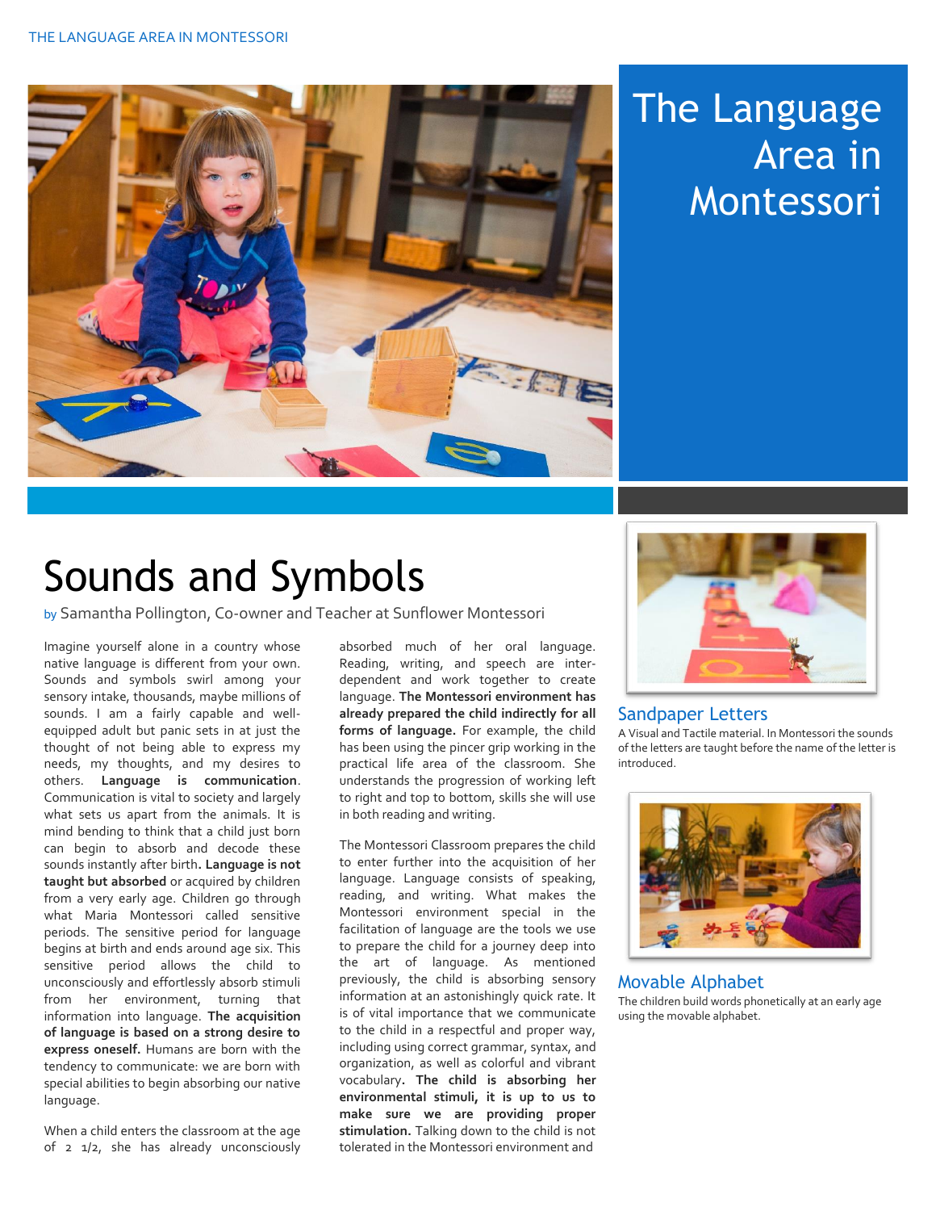# The Language Area in Montessori

## Sounds and Symbols

by Samantha Pollington, Co-owner and Teacher at Sunflower Montessori

Imagine yourself alone in a country whose native language is different from your own. Sounds and symbols swirl among your sensory intake, thousands, maybe millions of sounds. I am a fairly capable and well-equipped adult but panic sets in at just the thought of not being able to express my needs, my thoughts, and my desires to others. **Language is communication**. Communication is vital to society and largely what sets us apart from the animals. It is mind bending to think that a child just born can begin to absorb and decode these sounds instantly after birth**. Language is not taught but absorbed** or acquired by children from a very early age. Children go through what Maria Montessori called sensitive periods. The sensitive period for language begins at birth and ends around age six. This sensitive period allows the child to unconsciously and effortlessly absorb stimuli from her environment, turning that information into language. **The acquisition of language is based on a strong desire to express oneself.** Humans are born with the tendency to communicate: we are born with special abilities to begin absorbing our native language.

When a child enters the classroom at the age of 2 1/2, she has already unconsciously absorbed much of her oral language. Reading, writing, and speech are inter-dependent and work together to create language. **The Montessori environment has already prepared the child indirectly for all forms of language.** For example, the child has been using the pincer grip working in the practical life area of the classroom. She understands the progression of working left to right and top to bottom, skills she will use in both reading and writing.

The Montessori Classroom prepares the child to enter further into the acquisition of her language. Language consists of speaking, reading, and writing. What makes the Montessori environment special in the facilitation of language are the tools we use to prepare the child for a journey deep into the art of language. As mentioned previously, the child is absorbing sensory information at an astonishingly quick rate. It is of vital importance that we communicate to the child in a respectful and proper way, including using correct grammar, syntax, and organization, as well as colorful and vibrant vocabulary**. The child is absorbing her environmental stimuli, it is up to us to make sure we are providing proper stimulation.** Talking down to the child is not tolerated in the Montessori environment and

### Sandpaper Letters

A Visual and Tactile material. In Montessori the sounds of the letters are taught before the name of the letter is introduced.

### Movable Alphabet

The children build words phonetically at an early age using the movable alphabet.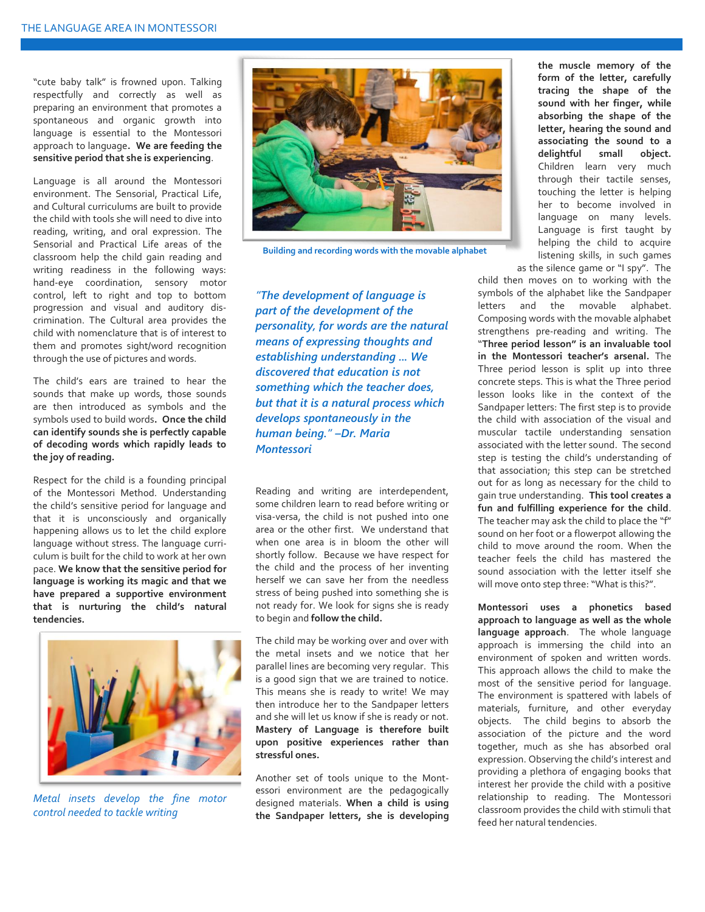"cute baby talk" is frowned upon. Talking respectfully and correctly as well as preparing an environment that promotes a spontaneous and organic growth into language is essential to the Montessori approach to language. **We are feeding the sensitive period that she is experiencing**.

Language is all around the Montessori environment. The Sensorial, Practical Life, and Cultural curriculums are built to provide the child with tools she will need to dive into reading, writing, and oral expression. The Sensorial and Practical Life areas of the classroom help the child gain reading and writing readiness in the following ways: hand-eye coordination, sensory motor control, left to right and top to bottom progression and visual and auditory discrimination. The Cultural area provides the child with nomenclature that is of interest to them and promotes sight/word recognition through the use of pictures and words.

The child's ears are trained to hear the sounds that make up words, those sounds are then introduced as symbols and the symbols used to build words**. Once the child can identify sounds she is perfectly capable of decoding words which rapidly leads to the joy of reading.**

Respect for the child is a founding principal of the Montessori Method. Understanding the child's sensitive period for language and that it is unconsciously and organically happening allows us to let the child explore language without stress. The language curriculum is built for the child to work at her own pace. **We know that the sensitive period for language is working its magic and that we have prepared a supportive environment that is nurturing the child's natural tendencies.**

*Metal insets develop the fine motor control needed to tackle writing*

Building and recording words with the movable alphabet

*"The development of language is part of the development of the personality, for words are the natural means of expressing thoughts and establishing understanding ... We discovered that education is not something which the teacher does, but that it is a natural process which develops spontaneously in the human being." –Dr. Maria Montessori*

Reading and writing are interdependent, some children learn to read before writing or visa-versa, the child is not pushed into one area or the other first. We understand that when one area is in bloom the other will shortly follow. Because we have respect for the child and the process of her inventing herself we can save her from the needless stress of being pushed into something she is not ready for. We look for signs she is ready to begin and **follow the child.**

The child may be working over and over with the metal insets and we notice that her parallel lines are becoming very regular. This is a good sign that we are trained to notice. This means she is ready to write! We may then introduce her to the Sandpaper letters and she will let us know if she is ready or not. **Mastery of Language is therefore built upon positive experiences rather than stressful ones.**

Another set of tools unique to the Montessori environment are the pedagogically designed materials. **When a child is using the Sandpaper letters, she is developing the muscle memory of the form of the letter, carefully tracing the shape of the sound with her finger, while absorbing the shape of the letter, hearing the sound and associating the sound to a delightful small object.** Children learn very much through their tactile senses, touching the letter is helping her to become involved in language on many levels. Language is first taught by helping the child to acquire listening skills, in such games as the silence game or "I spy". The child then moves on to working with the symbols of the alphabet like the Sandpaper letters and the movable alphabet. Composing words with the movable alphabet strengthens pre-reading and writing. The **"Three period lesson" is an invaluable tool in the Montessori teacher's arsenal.** The Three period lesson is split up into three concrete steps. This is what the Three period lesson looks like in the context of the Sandpaper letters: The first step is to provide the child with association of the visual and muscular tactile understanding sensation associated with the letter sound. The second step is testing the child's understanding of that association; this step can be stretched out for as long as necessary for the child to gain true understanding. **This tool creates a fun and fulfilling experience for the child**. The teacher may ask the child to place the "f" sound on her foot or a flowerpot allowing the child to move around the room. When the teacher feels the child has mastered the sound association with the letter itself she will move onto step three: "What is this?".

**Montessori uses a phonetics based approach to language as well as the whole language approach**. The whole language approach is immersing the child into an environment of spoken and written words. This approach allows the child to make the most of the sensitive period for language. The environment is spattered with labels of materials, furniture, and other everyday objects. The child begins to absorb the association of the picture and the word together, much as she has absorbed oral expression. Observing the child's interest and providing a plethora of engaging books that interest her provide the child with a positive relationship to reading. The Montessori classroom provides the child with stimuli that feed her natural tendencies.